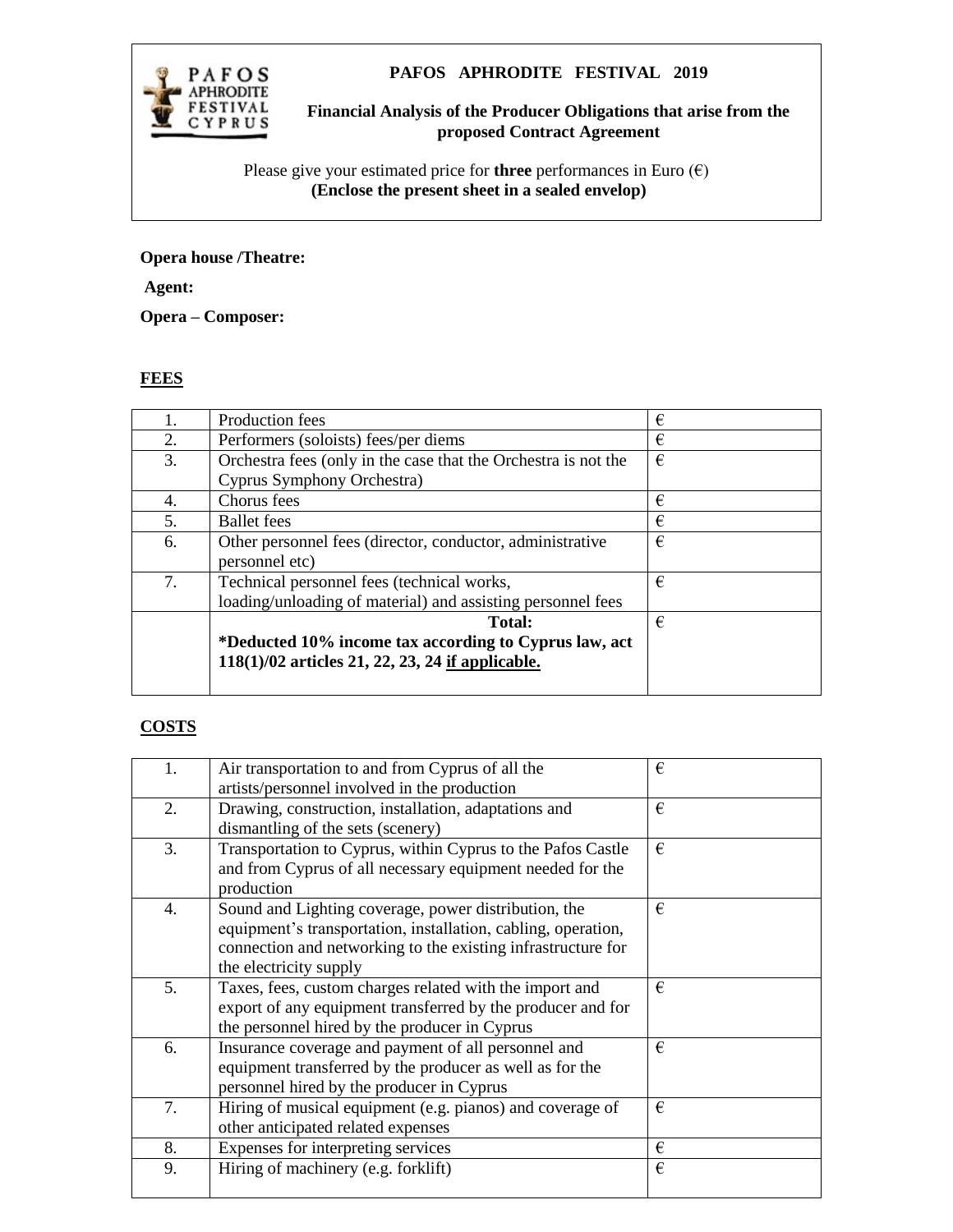**PAFOS APHRODITE FESTIVAL 2019**

**Financial Analysis of the Producer Obligations that arise from the proposed Contract Agreement**

Please give your estimated price for **three** performances in Euro (€)
**(Enclose the present sheet in a sealed envelop)**

**Opera house /Theatre:**

**Agent:**

**Opera – Composer:**

## FEES

| | | |
|---|---|---|
| 1. | Production fees | € |
| 2. | Performers (soloists) fees/per diems | € |
| 3. | Orchestra fees (only in the case that the Orchestra is not the Cyprus Symphony Orchestra) | € |
| 4. | Chorus fees | € |
| 5. | Ballet fees | € |
| 6. | Other personnel fees (director, conductor, administrative personnel etc) | € |
| 7. | Technical personnel fees (technical works, loading/unloading of material) and assisting personnel fees | € |
| | **Total:** **\*Deducted 10% income tax according to Cyprus law, act 118(1)/02 articles 21, 22, 23, 24 <u>if applicable.</u>** | € |

## COSTS

| | | |
|---|---|---|
| 1. | Air transportation to and from Cyprus of all the artists/personnel involved in the production | € |
| 2. | Drawing, construction, installation, adaptations and dismantling of the sets (scenery) | € |
| 3. | Transportation to Cyprus, within Cyprus to the Pafos Castle and from Cyprus of all necessary equipment needed for the production | € |
| 4. | Sound and Lighting coverage, power distribution, the equipment's transportation, installation, cabling, operation, connection and networking to the existing infrastructure for the electricity supply | € |
| 5. | Taxes, fees, custom charges related with the import and export of any equipment transferred by the producer and for the personnel hired by the producer in Cyprus | € |
| 6. | Insurance coverage and payment of all personnel and equipment transferred by the producer as well as for the personnel hired by the producer in Cyprus | € |
| 7. | Hiring of musical equipment (e.g. pianos) and coverage of other anticipated related expenses | € |
| 8. | Expenses for interpreting services | € |
| 9. | Hiring of machinery (e.g. forklift) | € |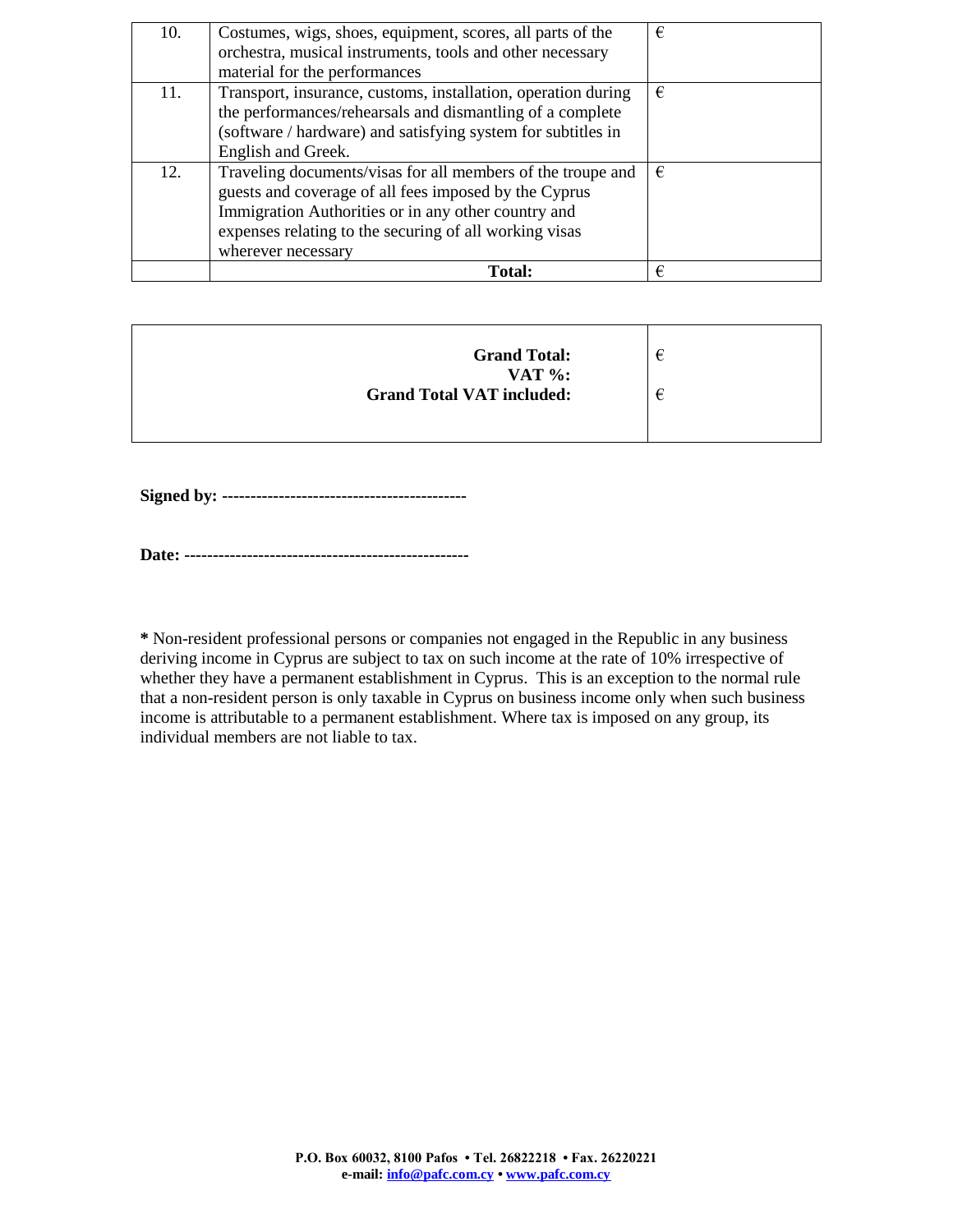| | | |
|---|---|---|
| 10. | Costumes, wigs, shoes, equipment, scores, all parts of the orchestra, musical instruments, tools and other necessary material for the performances | € |
| 11. | Transport, insurance, customs, installation, operation during the performances/rehearsals and dismantling of a complete (software / hardware) and satisfying system for subtitles in English and Greek. | € |
| 12. | Traveling documents/visas for all members of the troupe and guests and coverage of all fees imposed by the Cyprus Immigration Authorities or in any other country and expenses relating to the securing of all working visas wherever necessary | € |
| | **Total:** | € |

| | |
|---|---|
| **Grand Total:** | € |
| **VAT %:** | |
| **Grand Total VAT included:** | € |

**Signed by: -------------------------------------------**

**Date: -------------------------------------------------**

**\*** Non-resident professional persons or companies not engaged in the Republic in any business deriving income in Cyprus are subject to tax on such income at the rate of 10% irrespective of whether they have a permanent establishment in Cyprus. This is an exception to the normal rule that a non-resident person is only taxable in Cyprus on business income only when such business income is attributable to a permanent establishment. Where tax is imposed on any group, its individual members are not liable to tax.